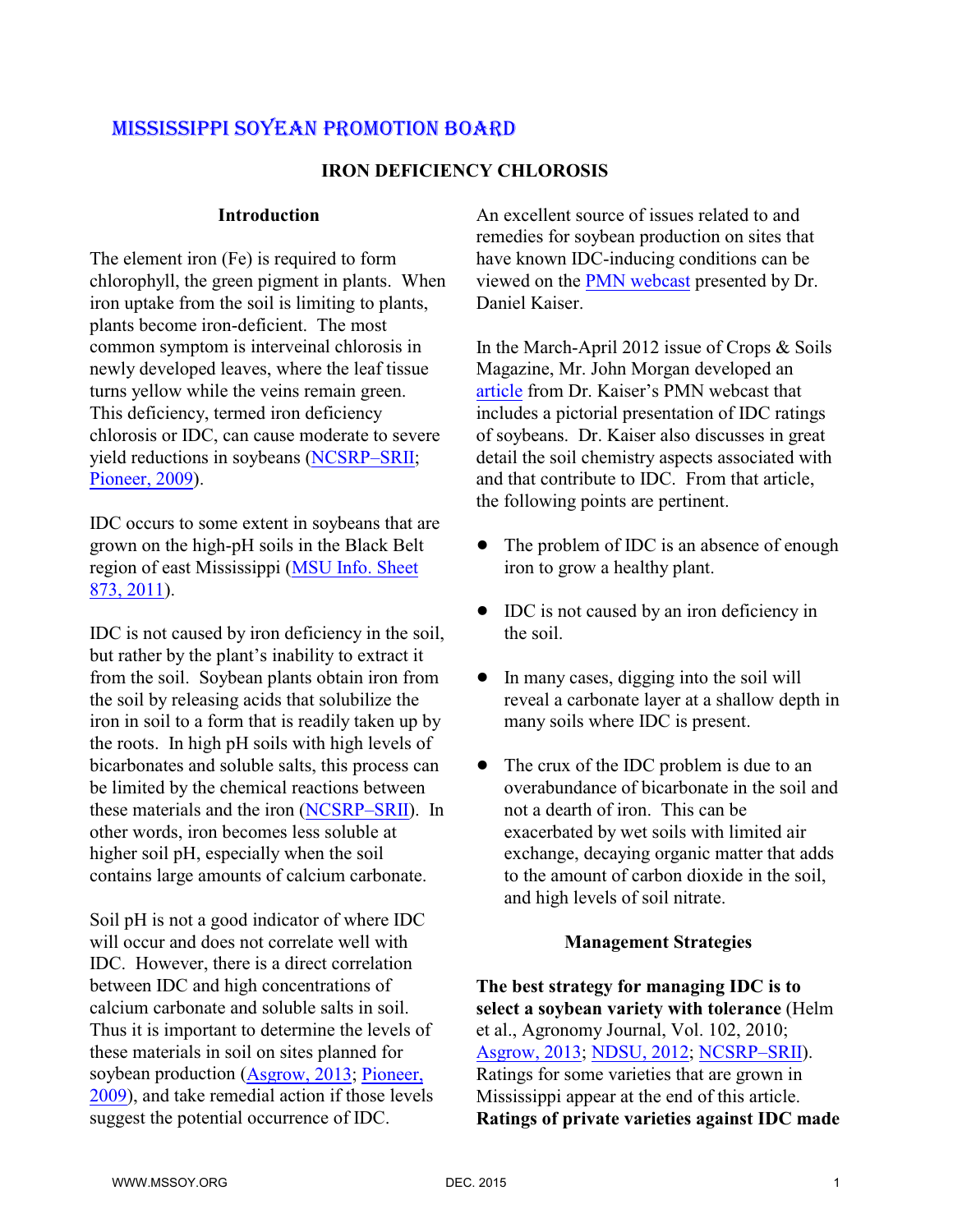# MISSISSIPPI SOYEAN PROMOTION BOARD

## IRON DEFICIENCY CHLOROSIS

### Introduction

The element iron (Fe) is required to form chlorophyll, the green pigment in plants. When iron uptake from the soil is limiting to plants, plants become iron-deficient. The most common symptom is interveinal chlorosis in newly developed leaves, where the leaf tissue turns yellow while the veins remain green. This deficiency, termed iron deficiency chlorosis or IDC, can cause moderate to severe yield reductions in soybeans (NCSRP–SRII; Pioneer, 2009).

IDC occurs to some extent in soybeans that are grown on the high-pH soils in the Black Belt region of east Mississippi (MSU Info. Sheet 873, 2011).

IDC is not caused by iron deficiency in the soil, but rather by the plant's inability to extract it from the soil. Soybean plants obtain iron from the soil by releasing acids that solubilize the iron in soil to a form that is readily taken up by the roots. In high pH soils with high levels of bicarbonates and soluble salts, this process can be limited by the chemical reactions between these materials and the iron (NCSRP–SRII). In other words, iron becomes less soluble at higher soil pH, especially when the soil contains large amounts of calcium carbonate.

Soil pH is not a good indicator of where IDC will occur and does not correlate well with IDC. However, there is a direct correlation between IDC and high concentrations of calcium carbonate and soluble salts in soil. Thus it is important to determine the levels of these materials in soil on sites planned for soybean production (Asgrow, 2013; Pioneer, 2009), and take remedial action if those levels suggest the potential occurrence of IDC.

An excellent source of issues related to and remedies for soybean production on sites that have known IDC-inducing conditions can be viewed on the PMN webcast presented by Dr. Daniel Kaiser.

In the March-April 2012 issue of Crops & Soils Magazine, Mr. John Morgan developed an article from Dr. Kaiser's PMN webcast that includes a pictorial presentation of IDC ratings of soybeans. Dr. Kaiser also discusses in great detail the soil chemistry aspects associated with and that contribute to IDC. From that article, the following points are pertinent.

- The problem of IDC is an absence of enough iron to grow a healthy plant.
- IDC is not caused by an iron deficiency in the soil.
- In many cases, digging into the soil will reveal a carbonate layer at a shallow depth in many soils where IDC is present.
- The crux of the IDC problem is due to an overabundance of bicarbonate in the soil and not a dearth of iron. This can be exacerbated by wet soils with limited air exchange, decaying organic matter that adds to the amount of carbon dioxide in the soil, and high levels of soil nitrate.

### Management Strategies

**The best strategy for managing IDC is to select a soybean variety with tolerance** (Helm et al., Agronomy Journal, Vol. 102, 2010; Asgrow, 2013; NDSU, 2012; NCSRP–SRII). Ratings for some varieties that are grown in Mississippi appear at the end of this article. **Ratings of private varieties against IDC made**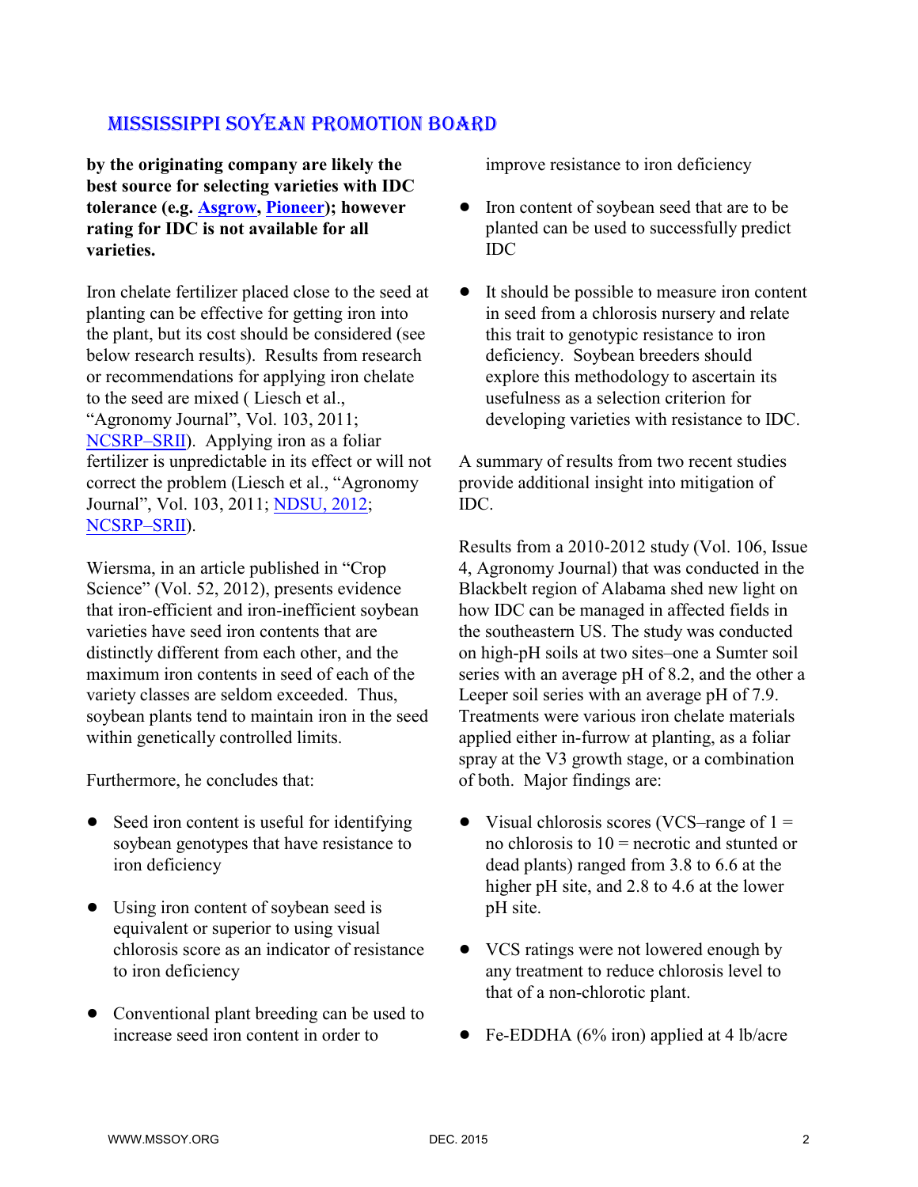**by the originating company are likely the best source for selecting varieties with IDC tolerance (e.g. Asgrow, Pioneer); however rating for IDC is not available for all varieties.**

Iron chelate fertilizer placed close to the seed at planting can be effective for getting iron into the plant, but its cost should be considered (see below research results). Results from research or recommendations for applying iron chelate to the seed are mixed ( Liesch et al., "Agronomy Journal", Vol. 103, 2011; NCSRP–SRII). Applying iron as a foliar fertilizer is unpredictable in its effect or will not correct the problem (Liesch et al., "Agronomy Journal", Vol. 103, 2011; NDSU, 2012; NCSRP–SRII).

Wiersma, in an article published in "Crop Science" (Vol. 52, 2012), presents evidence that iron-efficient and iron-inefficient soybean varieties have seed iron contents that are distinctly different from each other, and the maximum iron contents in seed of each of the variety classes are seldom exceeded. Thus, soybean plants tend to maintain iron in the seed within genetically controlled limits.

Furthermore, he concludes that:

- Seed iron content is useful for identifying soybean genotypes that have resistance to iron deficiency
- Using iron content of soybean seed is equivalent or superior to using visual chlorosis score as an indicator of resistance to iron deficiency
- Conventional plant breeding can be used to increase seed iron content in order to improve resistance to iron deficiency
- Iron content of soybean seed that are to be planted can be used to successfully predict IDC
- It should be possible to measure iron content in seed from a chlorosis nursery and relate this trait to genotypic resistance to iron deficiency. Soybean breeders should explore this methodology to ascertain its usefulness as a selection criterion for developing varieties with resistance to IDC.

A summary of results from two recent studies provide additional insight into mitigation of IDC.

Results from a 2010-2012 study (Vol. 106, Issue 4, Agronomy Journal) that was conducted in the Blackbelt region of Alabama shed new light on how IDC can be managed in affected fields in the southeastern US. The study was conducted on high-pH soils at two sites–one a Sumter soil series with an average pH of 8.2, and the other a Leeper soil series with an average pH of 7.9. Treatments were various iron chelate materials applied either in-furrow at planting, as a foliar spray at the V3 growth stage, or a combination of both. Major findings are:

- Visual chlorosis scores (VCS–range of 1 = no chlorosis to 10 = necrotic and stunted or dead plants) ranged from 3.8 to 6.6 at the higher pH site, and 2.8 to 4.6 at the lower pH site.
- VCS ratings were not lowered enough by any treatment to reduce chlorosis level to that of a non-chlorotic plant.
- Fe-EDDHA (6% iron) applied at 4 lb/acre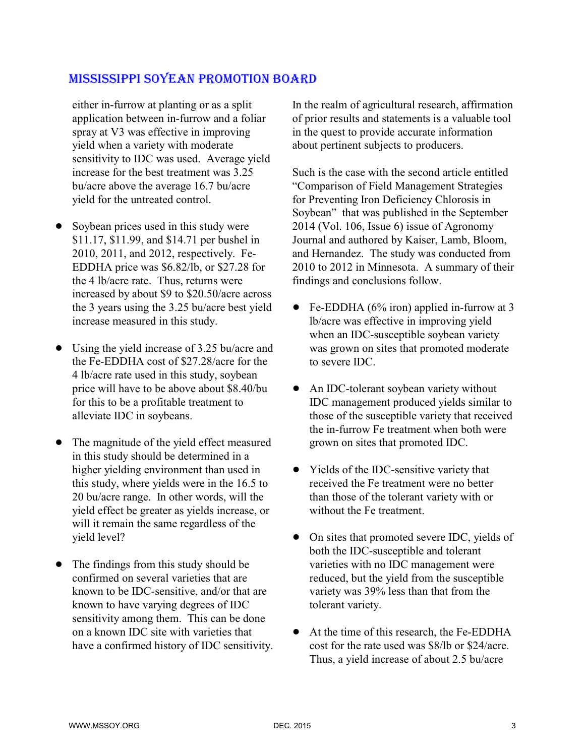either in-furrow at planting or as a split application between in-furrow and a foliar spray at V3 was effective in improving yield when a variety with moderate sensitivity to IDC was used. Average yield increase for the best treatment was 3.25 bu/acre above the average 16.7 bu/acre yield for the untreated control.

- Soybean prices used in this study were $11.17, $11.99, and $14.71 per bushel in 2010, 2011, and 2012, respectively. Fe-EDDHA price was $6.82/lb, or $27.28 for the 4 lb/acre rate. Thus, returns were increased by about $9 to $20.50/acre across the 3 years using the 3.25 bu/acre best yield increase measured in this study.

- Using the yield increase of 3.25 bu/acre and the Fe-EDDHA cost of $27.28/acre for the 4 lb/acre rate used in this study, soybean price will have to be above about $8.40/bu for this to be a profitable treatment to alleviate IDC in soybeans.

- The magnitude of the yield effect measured in this study should be determined in a higher yielding environment than used in this study, where yields were in the 16.5 to 20 bu/acre range. In other words, will the yield effect be greater as yields increase, or will it remain the same regardless of the yield level?

- The findings from this study should be confirmed on several varieties that are known to be IDC-sensitive, and/or that are known to have varying degrees of IDC sensitivity among them. This can be done on a known IDC site with varieties that have a confirmed history of IDC sensitivity.

In the realm of agricultural research, affirmation of prior results and statements is a valuable tool in the quest to provide accurate information about pertinent subjects to producers.

Such is the case with the second article entitled "Comparison of Field Management Strategies for Preventing Iron Deficiency Chlorosis in Soybean" that was published in the September 2014 (Vol. 106, Issue 6) issue of Agronomy Journal and authored by Kaiser, Lamb, Bloom, and Hernandez. The study was conducted from 2010 to 2012 in Minnesota. A summary of their findings and conclusions follow.

- Fe-EDDHA (6% iron) applied in-furrow at 3 lb/acre was effective in improving yield when an IDC-susceptible soybean variety was grown on sites that promoted moderate to severe IDC.

- An IDC-tolerant soybean variety without IDC management produced yields similar to those of the susceptible variety that received the in-furrow Fe treatment when both were grown on sites that promoted IDC.

- Yields of the IDC-sensitive variety that received the Fe treatment were no better than those of the tolerant variety with or without the Fe treatment.

- On sites that promoted severe IDC, yields of both the IDC-susceptible and tolerant varieties with no IDC management were reduced, but the yield from the susceptible variety was 39% less than that from the tolerant variety.

- At the time of this research, the Fe-EDDHA cost for the rate used was $8/lb or $24/acre. Thus, a yield increase of about 2.5 bu/acre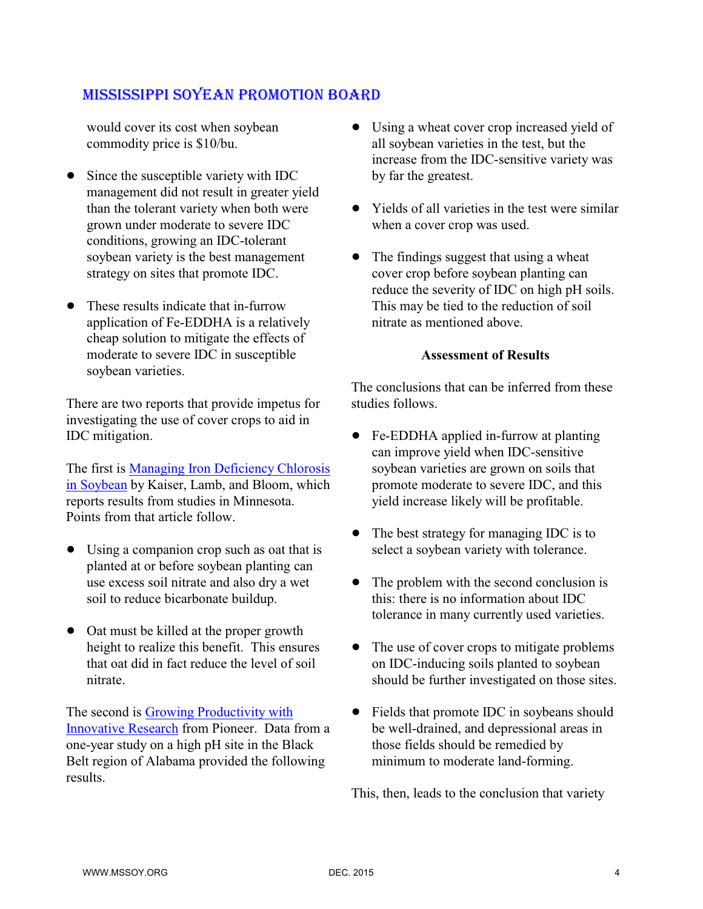would cover its cost when soybean commodity price is $10/bu.

- Since the susceptible variety with IDC management did not result in greater yield than the tolerant variety when both were grown under moderate to severe IDC conditions, growing an IDC-tolerant soybean variety is the best management strategy on sites that promote IDC.

- These results indicate that in-furrow application of Fe-EDDHA is a relatively cheap solution to mitigate the effects of moderate to severe IDC in susceptible soybean varieties.

There are two reports that provide impetus for investigating the use of cover crops to aid in IDC mitigation.

The first is [Managing Iron Deficiency Chlorosis in Soybean] by Kaiser, Lamb, and Bloom, which reports results from studies in Minnesota. Points from that article follow.

- Using a companion crop such as oat that is planted at or before soybean planting can use excess soil nitrate and also dry a wet soil to reduce bicarbonate buildup.

- Oat must be killed at the proper growth height to realize this benefit. This ensures that oat did in fact reduce the level of soil nitrate.

The second is [Growing Productivity with Innovative Research] from Pioneer. Data from a one-year study on a high pH site in the Black Belt region of Alabama provided the following results.

- Using a wheat cover crop increased yield of all soybean varieties in the test, but the increase from the IDC-sensitive variety was by far the greatest.

- Yields of all varieties in the test were similar when a cover crop was used.

- The findings suggest that using a wheat cover crop before soybean planting can reduce the severity of IDC on high pH soils. This may be tied to the reduction of soil nitrate as mentioned above.

**Assessment of Results**

The conclusions that can be inferred from these studies follows.

- Fe-EDDHA applied in-furrow at planting can improve yield when IDC-sensitive soybean varieties are grown on soils that promote moderate to severe IDC, and this yield increase likely will be profitable.

- The best strategy for managing IDC is to select a soybean variety with tolerance.

- The problem with the second conclusion is this: there is no information about IDC tolerance in many currently used varieties.

- The use of cover crops to mitigate problems on IDC-inducing soils planted to soybean should be further investigated on those sites.

- Fields that promote IDC in soybeans should be well-drained, and depressional areas in those fields should be remedied by minimum to moderate land-forming.

This, then, leads to the conclusion that variety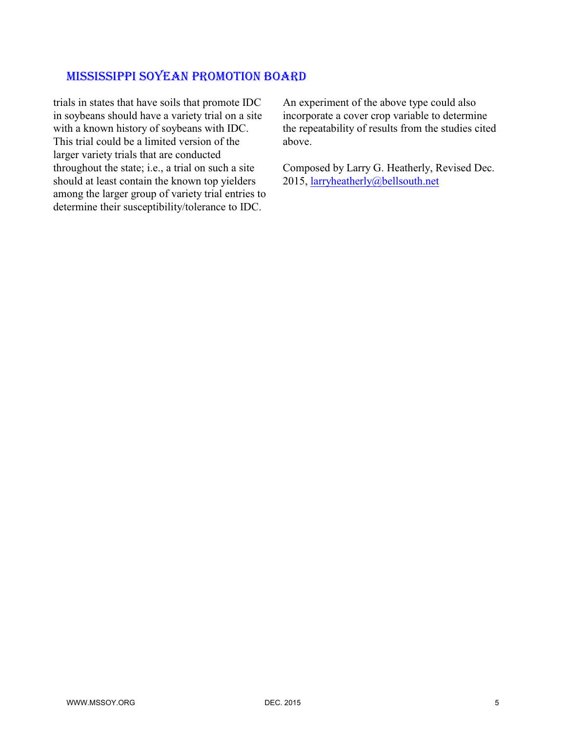trials in states that have soils that promote IDC in soybeans should have a variety trial on a site with a known history of soybeans with IDC. This trial could be a limited version of the larger variety trials that are conducted throughout the state; i.e., a trial on such a site should at least contain the known top yielders among the larger group of variety trial entries to determine their susceptibility/tolerance to IDC.

An experiment of the above type could also incorporate a cover crop variable to determine the repeatability of results from the studies cited above.

Composed by Larry G. Heatherly, Revised Dec. 2015, larryheatherly@bellsouth.net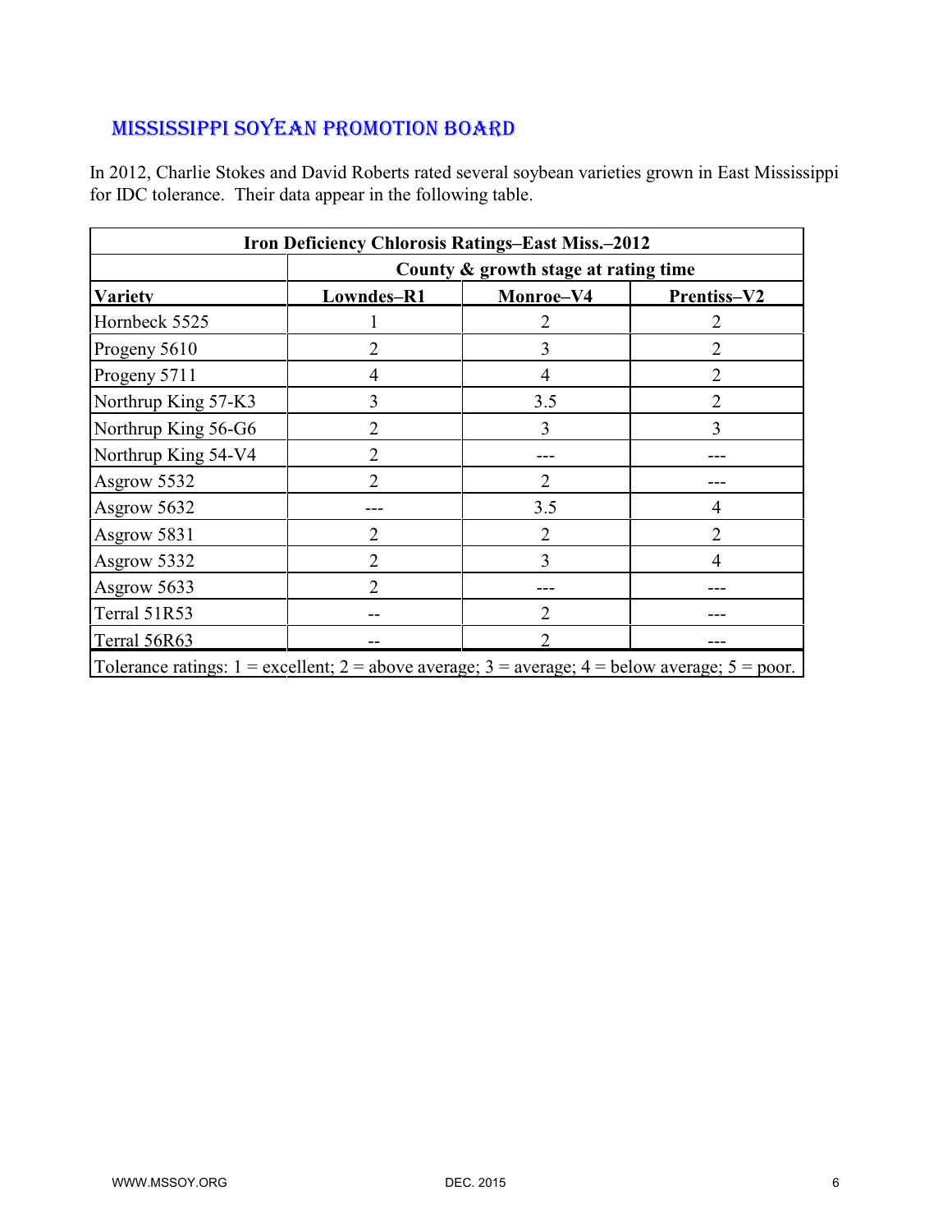## MISSISSIPPI SOYEAN PROMOTION BOARD

In 2012, Charlie Stokes and David Roberts rated several soybean varieties grown in East Mississippi for IDC tolerance. Their data appear in the following table.

| Iron Deficiency Chlorosis Ratings–East Miss.–2012 | | | |
|---|---|---|---|
| | County & growth stage at rating time | | |
| **Variety** | **Lowndes–R1** | **Monroe–V4** | **Prentiss–V2** |
| Hornbeck 5525 | 1 | 2 | 2 |
| Progeny 5610 | 2 | 3 | 2 |
| Progeny 5711 | 4 | 4 | 2 |
| Northrup King 57-K3 | 3 | 3.5 | 2 |
| Northrup King 56-G6 | 2 | 3 | 3 |
| Northrup King 54-V4 | 2 | --- | --- |
| Asgrow 5532 | 2 | 2 | --- |
| Asgrow 5632 | --- | 3.5 | 4 |
| Asgrow 5831 | 2 | 2 | 2 |
| Asgrow 5332 | 2 | 3 | 4 |
| Asgrow 5633 | 2 | --- | --- |
| Terral 51R53 | -- | 2 | --- |
| Terral 56R63 | -- | 2 | --- |
| Tolerance ratings: 1 = excellent; 2 = above average; 3 = average; 4 = below average; 5 = poor. | | | |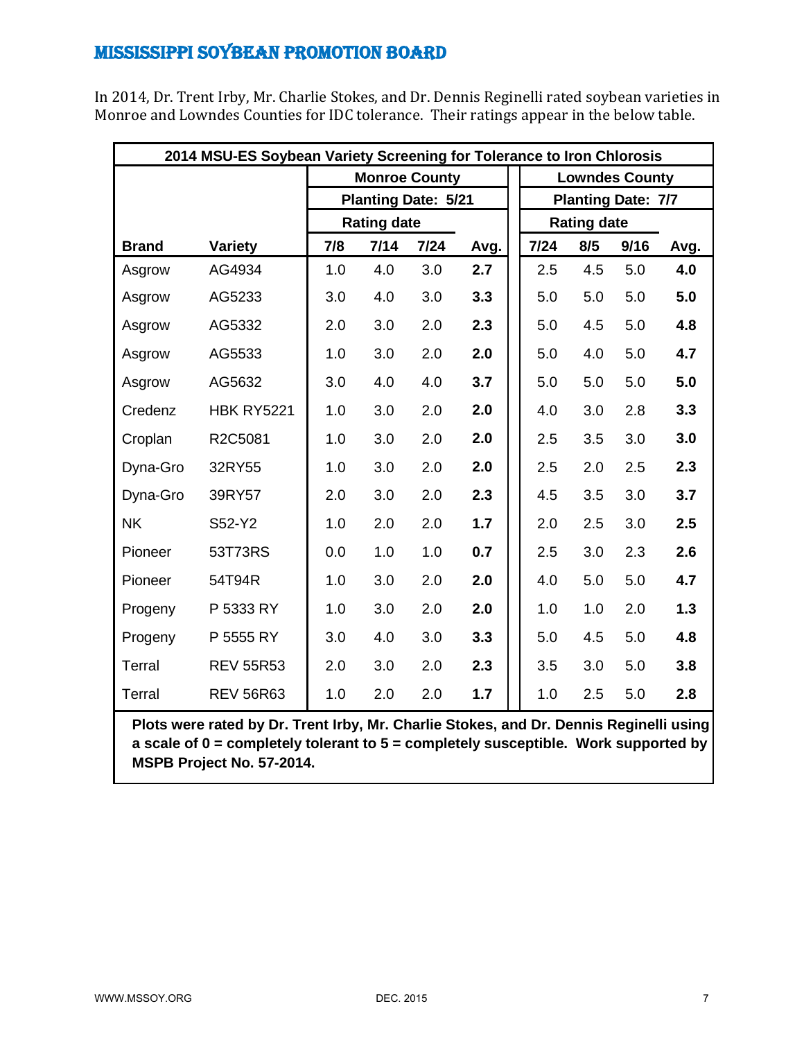# MISSISSIPPI SOYBEAN PROMOTION BOARD

In 2014, Dr. Trent Irby, Mr. Charlie Stokes, and Dr. Dennis Reginelli rated soybean varieties in Monroe and Lowndes Counties for IDC tolerance. Their ratings appear in the below table.

**2014 MSU-ES Soybean Variety Screening for Tolerance to Iron Chlorosis**

| | | Monroe County | | | | Lowndes County | | | |
|---|---|---|---|---|---|---|---|---|---|
| | | Planting Date: 5/21 | | | | Planting Date: 7/7 | | | |
| | | Rating date | | | | Rating date | | | |
| **Brand** | **Variety** | **7/8** | **7/14** | **7/24** | **Avg.** | **7/24** | **8/5** | **9/16** | **Avg.** |
| Asgrow | AG4934 | 1.0 | 4.0 | 3.0 | **2.7** | 2.5 | 4.5 | 5.0 | **4.0** |
| Asgrow | AG5233 | 3.0 | 4.0 | 3.0 | **3.3** | 5.0 | 5.0 | 5.0 | **5.0** |
| Asgrow | AG5332 | 2.0 | 3.0 | 2.0 | **2.3** | 5.0 | 4.5 | 5.0 | **4.8** |
| Asgrow | AG5533 | 1.0 | 3.0 | 2.0 | **2.0** | 5.0 | 4.0 | 5.0 | **4.7** |
| Asgrow | AG5632 | 3.0 | 4.0 | 4.0 | **3.7** | 5.0 | 5.0 | 5.0 | **5.0** |
| Credenz | HBK RY5221 | 1.0 | 3.0 | 2.0 | **2.0** | 4.0 | 3.0 | 2.8 | **3.3** |
| Croplan | R2C5081 | 1.0 | 3.0 | 2.0 | **2.0** | 2.5 | 3.5 | 3.0 | **3.0** |
| Dyna-Gro | 32RY55 | 1.0 | 3.0 | 2.0 | **2.0** | 2.5 | 2.0 | 2.5 | **2.3** |
| Dyna-Gro | 39RY57 | 2.0 | 3.0 | 2.0 | **2.3** | 4.5 | 3.5 | 3.0 | **3.7** |
| NK | S52-Y2 | 1.0 | 2.0 | 2.0 | **1.7** | 2.0 | 2.5 | 3.0 | **2.5** |
| Pioneer | 53T73RS | 0.0 | 1.0 | 1.0 | **0.7** | 2.5 | 3.0 | 2.3 | **2.6** |
| Pioneer | 54T94R | 1.0 | 3.0 | 2.0 | **2.0** | 4.0 | 5.0 | 5.0 | **4.7** |
| Progeny | P 5333 RY | 1.0 | 3.0 | 2.0 | **2.0** | 1.0 | 1.0 | 2.0 | **1.3** |
| Progeny | P 5555 RY | 3.0 | 4.0 | 3.0 | **3.3** | 5.0 | 4.5 | 5.0 | **4.8** |
| Terral | REV 55R53 | 2.0 | 3.0 | 2.0 | **2.3** | 3.5 | 3.0 | 5.0 | **3.8** |
| Terral | REV 56R63 | 1.0 | 2.0 | 2.0 | **1.7** | 1.0 | 2.5 | 5.0 | **2.8** |

**Plots were rated by Dr. Trent Irby, Mr. Charlie Stokes, and Dr. Dennis Reginelli using a scale of 0 = completely tolerant to 5 = completely susceptible. Work supported by MSPB Project No. 57-2014.**